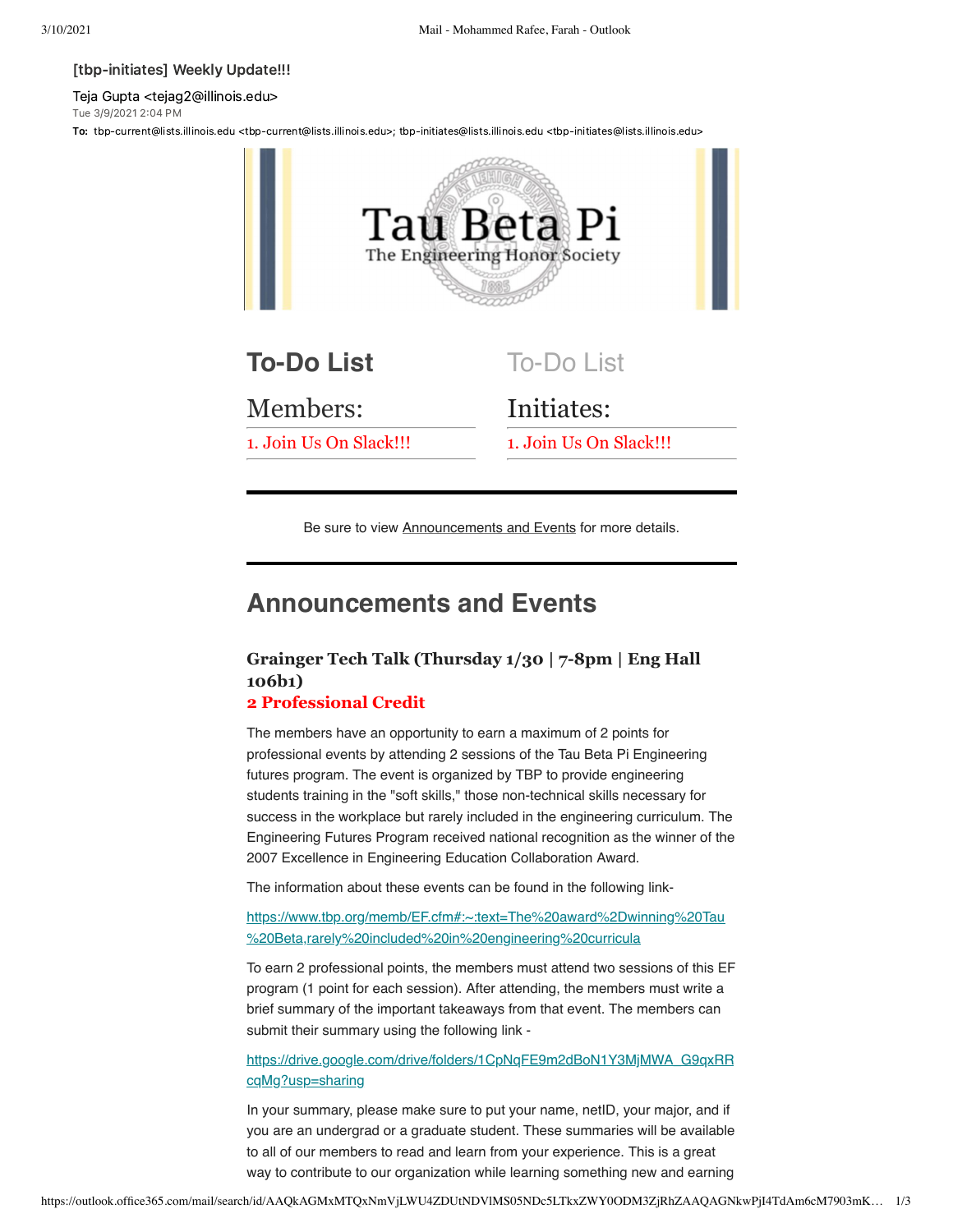[tbp-initiates] Weekly Update!!!

Teja Gupta <tejag2@illinois.edu>
Tue 3/9/2021 2:04 PM

**To:** tbp-current@lists.illinois.edu <tbp-current@lists.illinois.edu>; tbp-initiates@lists.illinois.edu <tbp-initiates@lists.illinois.edu>

Tau Beta Pi
The Engineering Honor Society

## To-Do List

### Members:

1. Join Us On Slack!!!

## To-Do List

### Initiates:

1. Join Us On Slack!!!

---

Be sure to view Announcements and Events for more details.

---

## Announcements and Events

### Grainger Tech Talk (Thursday 1/30 | 7-8pm | Eng Hall 106b1)

**2 Professional Credit**

The members have an opportunity to earn a maximum of 2 points for professional events by attending 2 sessions of the Tau Beta Pi Engineering futures program. The event is organized by TBP to provide engineering students training in the "soft skills," those non-technical skills necessary for success in the workplace but rarely included in the engineering curriculum. The Engineering Futures Program received national recognition as the winner of the 2007 Excellence in Engineering Education Collaboration Award.

The information about these events can be found in the following link-

https://www.tbp.org/memb/EF.cfm#:~:text=The%20award%2Dwinning%20Tau%20Beta,rarely%20included%20in%20engineering%20curricula

To earn 2 professional points, the members must attend two sessions of this EF program (1 point for each session). After attending, the members must write a brief summary of the important takeaways from that event. The members can submit their summary using the following link -

https://drive.google.com/drive/folders/1CpNqFE9m2dBoN1Y3MjMWA_G9qxRRcqMg?usp=sharing

In your summary, please make sure to put your name, netID, your major, and if you are an undergrad or a graduate student. These summaries will be available to all of our members to read and learn from your experience. This is a great way to contribute to our organization while learning something new and earning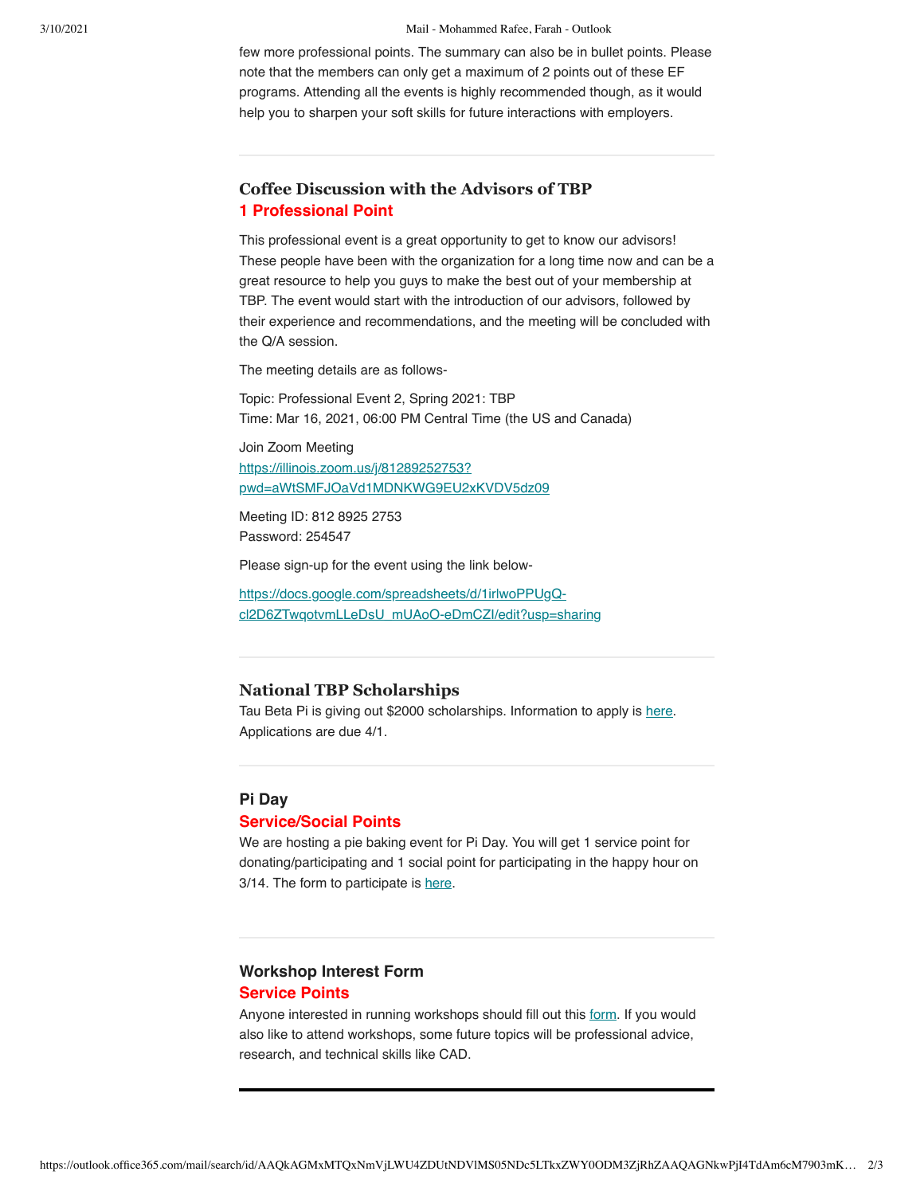few more professional points. The summary can also be in bullet points. Please note that the members can only get a maximum of 2 points out of these EF programs. Attending all the events is highly recommended though, as it would help you to sharpen your soft skills for future interactions with employers.

---

### Coffee Discussion with the Advisors of TBP

**1 Professional Point**

This professional event is a great opportunity to get to know our advisors! These people have been with the organization for a long time now and can be a great resource to help you guys to make the best out of your membership at TBP. The event would start with the introduction of our advisors, followed by their experience and recommendations, and the meeting will be concluded with the Q/A session.

The meeting details are as follows-

Topic: Professional Event 2, Spring 2021: TBP
Time: Mar 16, 2021, 06:00 PM Central Time (the US and Canada)

Join Zoom Meeting
https://illinois.zoom.us/j/81289252753?pwd=aWtSMFJOaVd1MDNKWG9EU2xKVDV5dz09

Meeting ID: 812 8925 2753
Password: 254547

Please sign-up for the event using the link below-

https://docs.google.com/spreadsheets/d/1irlwoPPUgQ-cl2D6ZTwqotvmLLeDsU_mUAoO-eDmCZI/edit?usp=sharing

---

### National TBP Scholarships

Tau Beta Pi is giving out $2000 scholarships. Information to apply is here. Applications are due 4/1.

---

### Pi Day

**Service/Social Points**

We are hosting a pie baking event for Pi Day. You will get 1 service point for donating/participating and 1 social point for participating in the happy hour on 3/14. The form to participate is here.

---

### Workshop Interest Form

**Service Points**

Anyone interested in running workshops should fill out this form. If you would also like to attend workshops, some future topics will be professional advice, research, and technical skills like CAD.

---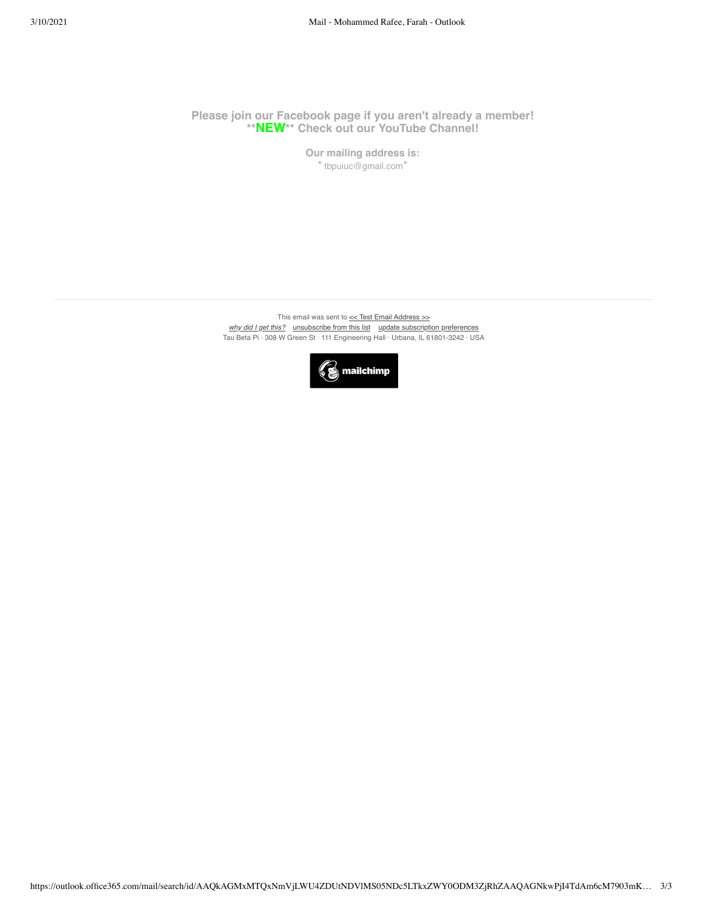**Please join our Facebook page if you aren't already a member!**
**\*\*NEW\*\* Check out our YouTube Channel!**

**Our mailing address is:**
\* tbpuiuc@gmail.com\*

---

This email was sent to << Test Email Address >>
*why did I get this?* unsubscribe from this list update subscription preferences
Tau Beta Pi · 308 W Green St · 111 Engineering Hall · Urbana, IL 61801-3242 · USA

mailchimp